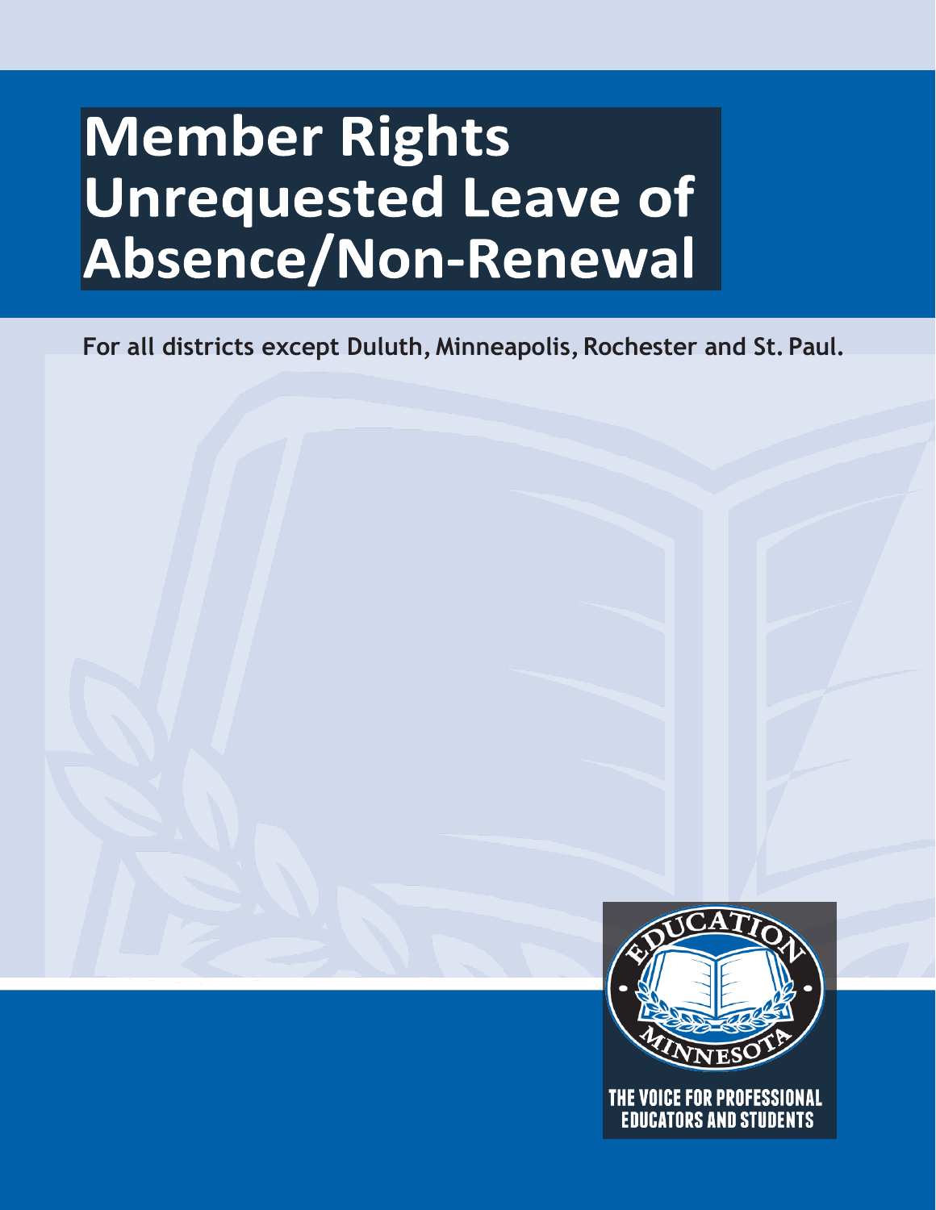# Member Rights Unrequested Leave of Absence/Non-Renewal

**For all districts except Duluth, Minneapolis, Rochester and St. Paul.**

EDUCATION MINNESOTA

THE VOICE FOR PROFESSIONAL EDUCATORS AND STUDENTS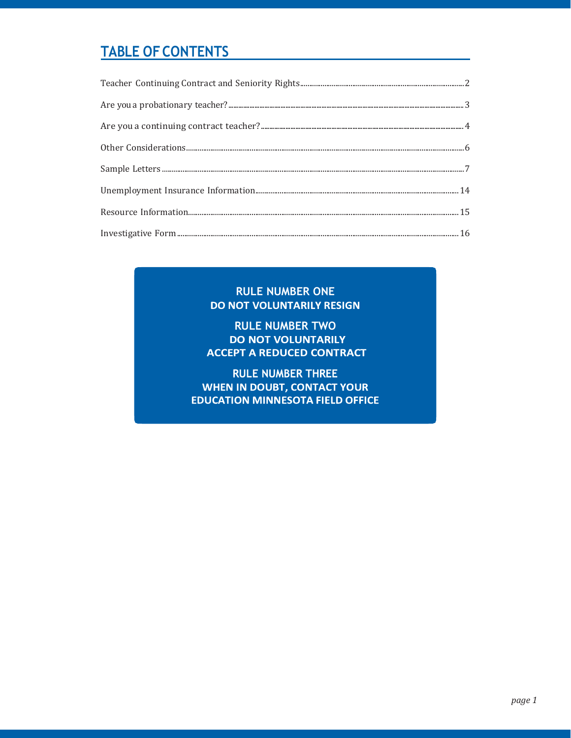# TABLE OF CONTENTS

Teacher Continuing Contract and Seniority Rights ........ 2

Are you a probationary teacher? ........ 3

Are you a continuing contract teacher? ........ 4

Other Considerations ........ 6

Sample Letters ........ 7

Unemployment Insurance Information ........ 14

Resource Information ........ 15

Investigative Form ........ 16

**RULE NUMBER ONE**
**DO NOT VOLUNTARILY RESIGN**

**RULE NUMBER TWO**
**DO NOT VOLUNTARILY ACCEPT A REDUCED CONTRACT**

**RULE NUMBER THREE**
**WHEN IN DOUBT, CONTACT YOUR EDUCATION MINNESOTA FIELD OFFICE**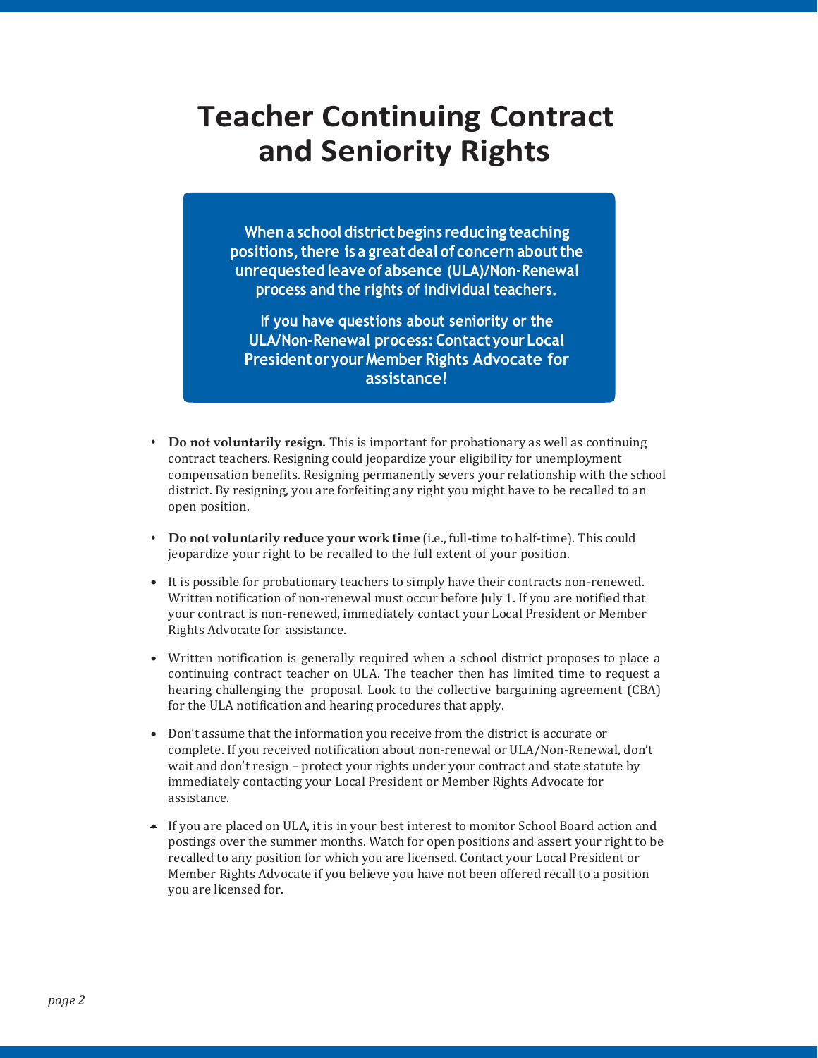# Teacher Continuing Contract and Seniority Rights

**When a school district begins reducing teaching positions, there is a great deal of concern about the unrequested leave of absence (ULA)/Non-Renewal process and the rights of individual teachers.**

**If you have questions about seniority or the ULA/Non-Renewal process: Contact your Local President or your Member Rights Advocate for assistance!**

- **Do not voluntarily resign.** This is important for probationary as well as continuing contract teachers. Resigning could jeopardize your eligibility for unemployment compensation benefits. Resigning permanently severs your relationship with the school district. By resigning, you are forfeiting any right you might have to be recalled to an open position.
- **Do not voluntarily reduce your work time** (i.e., full-time to half-time). This could jeopardize your right to be recalled to the full extent of your position.
- It is possible for probationary teachers to simply have their contracts non-renewed. Written notification of non-renewal must occur before July 1. If you are notified that your contract is non-renewed, immediately contact your Local President or Member Rights Advocate for assistance.
- Written notification is generally required when a school district proposes to place a continuing contract teacher on ULA. The teacher then has limited time to request a hearing challenging the proposal. Look to the collective bargaining agreement (CBA) for the ULA notification and hearing procedures that apply.
- Don't assume that the information you receive from the district is accurate or complete. If you received notification about non-renewal or ULA/Non-Renewal, don't wait and don't resign – protect your rights under your contract and state statute by immediately contacting your Local President or Member Rights Advocate for assistance.
- If you are placed on ULA, it is in your best interest to monitor School Board action and postings over the summer months. Watch for open positions and assert your right to be recalled to any position for which you are licensed. Contact your Local President or Member Rights Advocate if you believe you have not been offered recall to a position you are licensed for.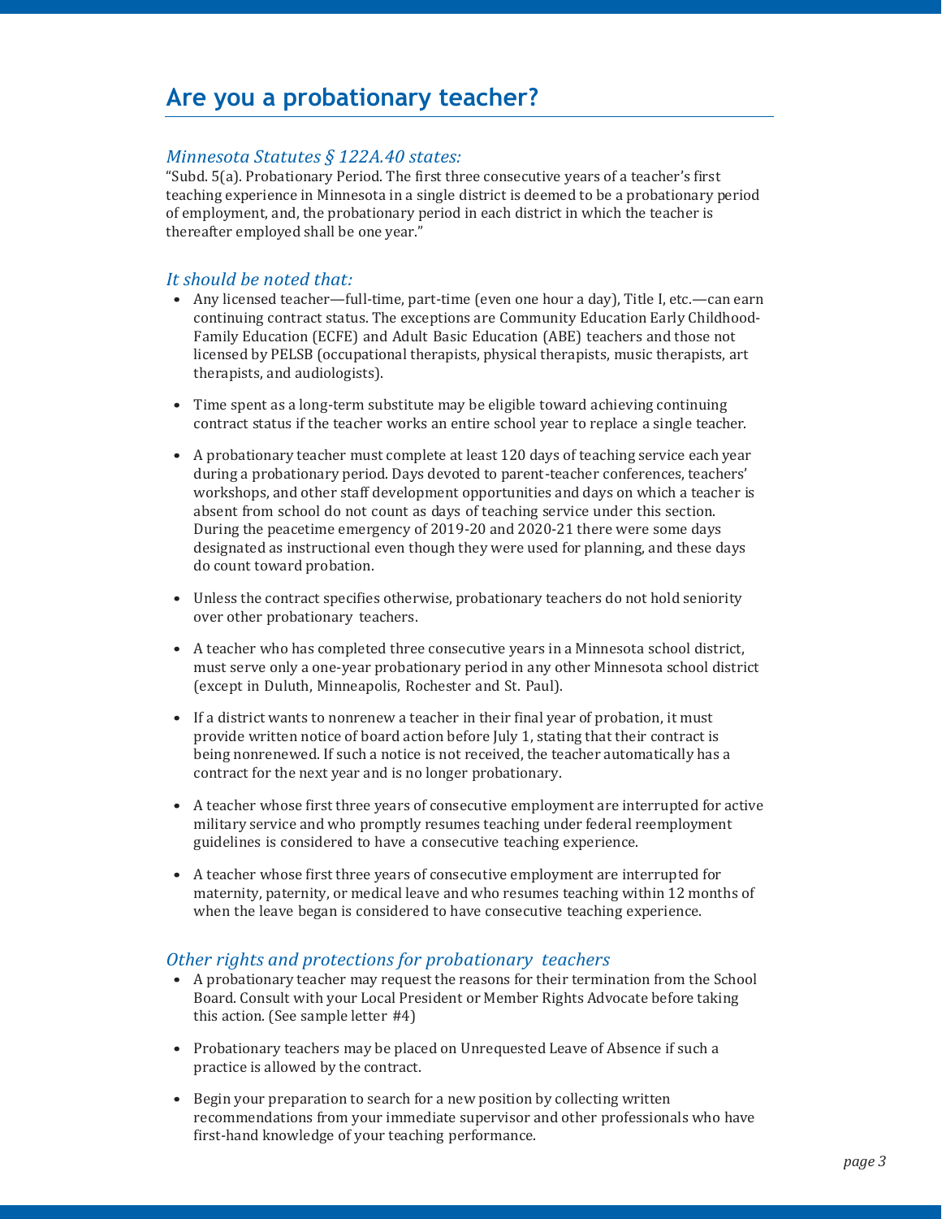# Are you a probationary teacher?

### *Minnesota Statutes § 122A.40 states:*

"Subd. 5(a). Probationary Period. The first three consecutive years of a teacher's first teaching experience in Minnesota in a single district is deemed to be a probationary period of employment, and, the probationary period in each district in which the teacher is thereafter employed shall be one year."

### *It should be noted that:*

- Any licensed teacher—full-time, part-time (even one hour a day), Title I, etc.—can earn continuing contract status. The exceptions are Community Education Early Childhood-Family Education (ECFE) and Adult Basic Education (ABE) teachers and those not licensed by PELSB (occupational therapists, physical therapists, music therapists, art therapists, and audiologists).
- Time spent as a long-term substitute may be eligible toward achieving continuing contract status if the teacher works an entire school year to replace a single teacher.
- A probationary teacher must complete at least 120 days of teaching service each year during a probationary period. Days devoted to parent-teacher conferences, teachers' workshops, and other staff development opportunities and days on which a teacher is absent from school do not count as days of teaching service under this section. During the peacetime emergency of 2019-20 and 2020-21 there were some days designated as instructional even though they were used for planning, and these days do count toward probation.
- Unless the contract specifies otherwise, probationary teachers do not hold seniority over other probationary teachers.
- A teacher who has completed three consecutive years in a Minnesota school district, must serve only a one-year probationary period in any other Minnesota school district (except in Duluth, Minneapolis, Rochester and St. Paul).
- If a district wants to nonrenew a teacher in their final year of probation, it must provide written notice of board action before July 1, stating that their contract is being nonrenewed. If such a notice is not received, the teacher automatically has a contract for the next year and is no longer probationary.
- A teacher whose first three years of consecutive employment are interrupted for active military service and who promptly resumes teaching under federal reemployment guidelines is considered to have a consecutive teaching experience.
- A teacher whose first three years of consecutive employment are interrupted for maternity, paternity, or medical leave and who resumes teaching within 12 months of when the leave began is considered to have consecutive teaching experience.

### *Other rights and protections for probationary teachers*

- A probationary teacher may request the reasons for their termination from the School Board. Consult with your Local President or Member Rights Advocate before taking this action. (See sample letter #4)
- Probationary teachers may be placed on Unrequested Leave of Absence if such a practice is allowed by the contract.
- Begin your preparation to search for a new position by collecting written recommendations from your immediate supervisor and other professionals who have first-hand knowledge of your teaching performance.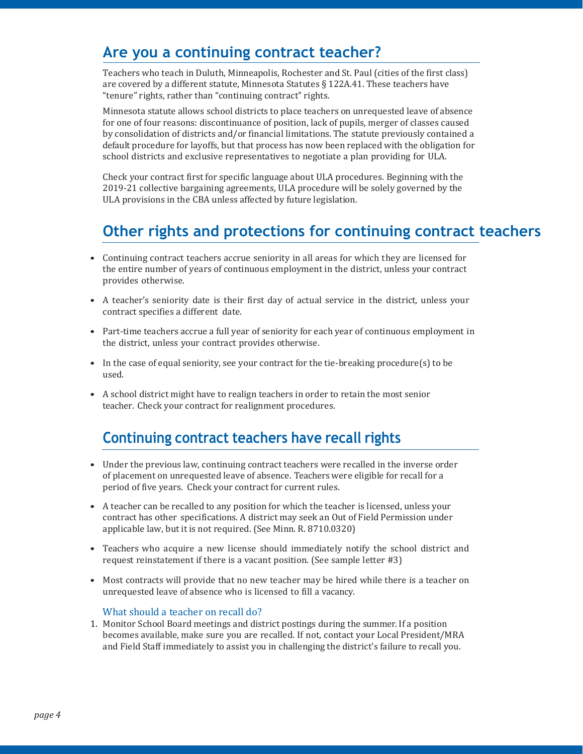## Are you a continuing contract teacher?

Teachers who teach in Duluth, Minneapolis, Rochester and St. Paul (cities of the first class) are covered by a different statute, Minnesota Statutes § 122A.41. These teachers have "tenure" rights, rather than "continuing contract" rights.

Minnesota statute allows school districts to place teachers on unrequested leave of absence for one of four reasons: discontinuance of position, lack of pupils, merger of classes caused by consolidation of districts and/or financial limitations. The statute previously contained a default procedure for layoffs, but that process has now been replaced with the obligation for school districts and exclusive representatives to negotiate a plan providing for ULA.

Check your contract first for specific language about ULA procedures. Beginning with the 2019-21 collective bargaining agreements, ULA procedure will be solely governed by the ULA provisions in the CBA unless affected by future legislation.

## Other rights and protections for continuing contract teachers

- Continuing contract teachers accrue seniority in all areas for which they are licensed for the entire number of years of continuous employment in the district, unless your contract provides otherwise.
- A teacher's seniority date is their first day of actual service in the district, unless your contract specifies a different date.
- Part-time teachers accrue a full year of seniority for each year of continuous employment in the district, unless your contract provides otherwise.
- In the case of equal seniority, see your contract for the tie-breaking procedure(s) to be used.
- A school district might have to realign teachers in order to retain the most senior teacher. Check your contract for realignment procedures.

## Continuing contract teachers have recall rights

- Under the previous law, continuing contract teachers were recalled in the inverse order of placement on unrequested leave of absence. Teachers were eligible for recall for a period of five years. Check your contract for current rules.
- A teacher can be recalled to any position for which the teacher is licensed, unless your contract has other specifications. A district may seek an Out of Field Permission under applicable law, but it is not required. (See Minn. R. 8710.0320)
- Teachers who acquire a new license should immediately notify the school district and request reinstatement if there is a vacant position. (See sample letter #3)
- Most contracts will provide that no new teacher may be hired while there is a teacher on unrequested leave of absence who is licensed to fill a vacancy.

### What should a teacher on recall do?

1. Monitor School Board meetings and district postings during the summer. If a position becomes available, make sure you are recalled. If not, contact your Local President/MRA and Field Staff immediately to assist you in challenging the district's failure to recall you.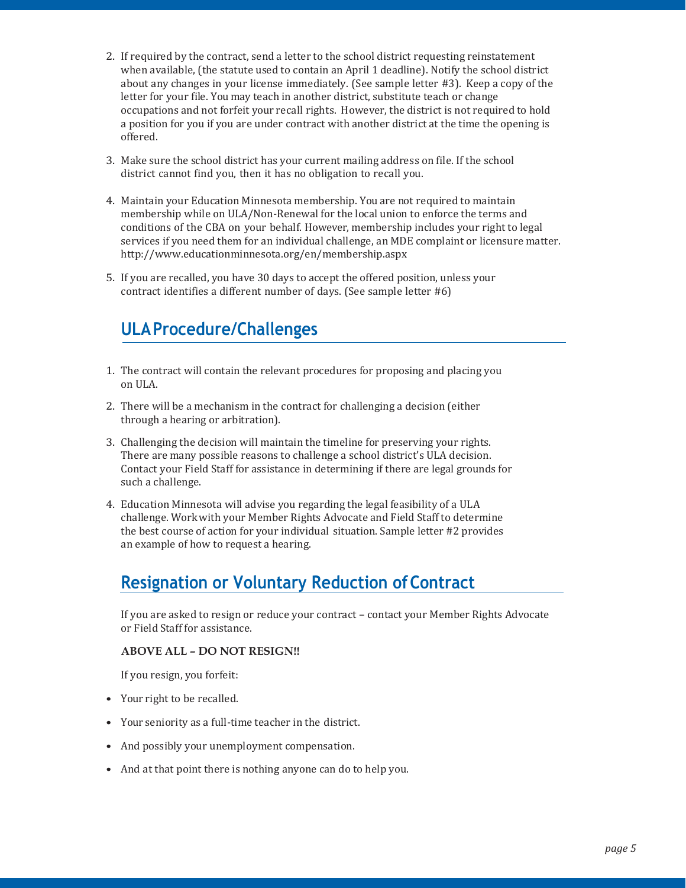2. If required by the contract, send a letter to the school district requesting reinstatement when available, (the statute used to contain an April 1 deadline). Notify the school district about any changes in your license immediately. (See sample letter #3). Keep a copy of the letter for your file. You may teach in another district, substitute teach or change occupations and not forfeit your recall rights. However, the district is not required to hold a position for you if you are under contract with another district at the time the opening is offered.

3. Make sure the school district has your current mailing address on file. If the school district cannot find you, then it has no obligation to recall you.

4. Maintain your Education Minnesota membership. You are not required to maintain membership while on ULA/Non-Renewal for the local union to enforce the terms and conditions of the CBA on your behalf. However, membership includes your right to legal services if you need them for an individual challenge, an MDE complaint or licensure matter. http://www.educationminnesota.org/en/membership.aspx

5. If you are recalled, you have 30 days to accept the offered position, unless your contract identifies a different number of days. (See sample letter #6)

## ULA Procedure/Challenges

1. The contract will contain the relevant procedures for proposing and placing you on ULA.

2. There will be a mechanism in the contract for challenging a decision (either through a hearing or arbitration).

3. Challenging the decision will maintain the timeline for preserving your rights. There are many possible reasons to challenge a school district's ULA decision. Contact your Field Staff for assistance in determining if there are legal grounds for such a challenge.

4. Education Minnesota will advise you regarding the legal feasibility of a ULA challenge. Work with your Member Rights Advocate and Field Staff to determine the best course of action for your individual situation. Sample letter #2 provides an example of how to request a hearing.

## Resignation or Voluntary Reduction of Contract

If you are asked to resign or reduce your contract – contact your Member Rights Advocate or Field Staff for assistance.

**ABOVE ALL – DO NOT RESIGN!!**

If you resign, you forfeit:

- Your right to be recalled.
- Your seniority as a full-time teacher in the district.
- And possibly your unemployment compensation.
- And at that point there is nothing anyone can do to help you.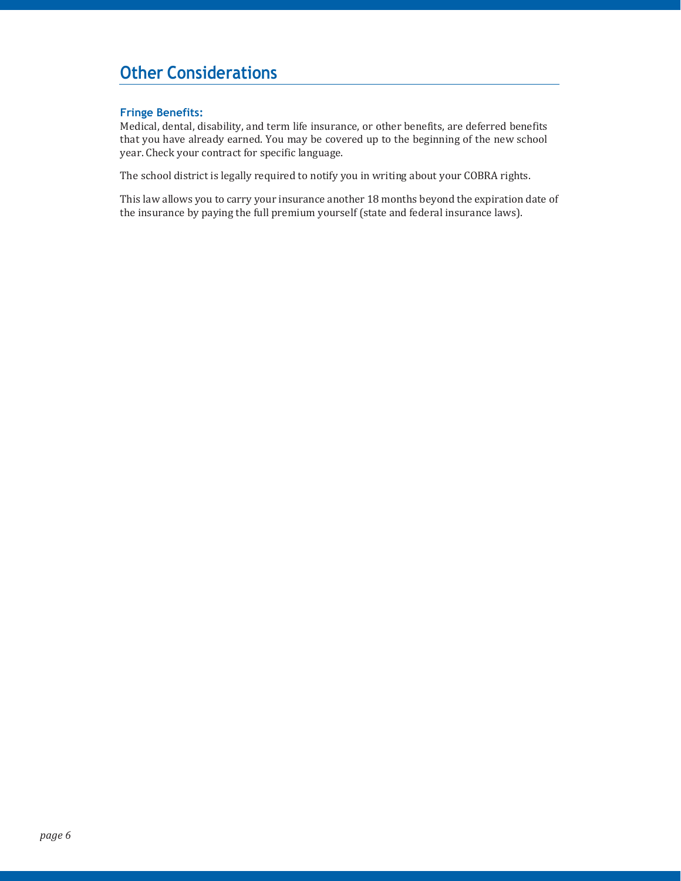## Other Considerations

### Fringe Benefits:

Medical, dental, disability, and term life insurance, or other benefits, are deferred benefits that you have already earned. You may be covered up to the beginning of the new school year. Check your contract for specific language.

The school district is legally required to notify you in writing about your COBRA rights.

This law allows you to carry your insurance another 18 months beyond the expiration date of the insurance by paying the full premium yourself (state and federal insurance laws).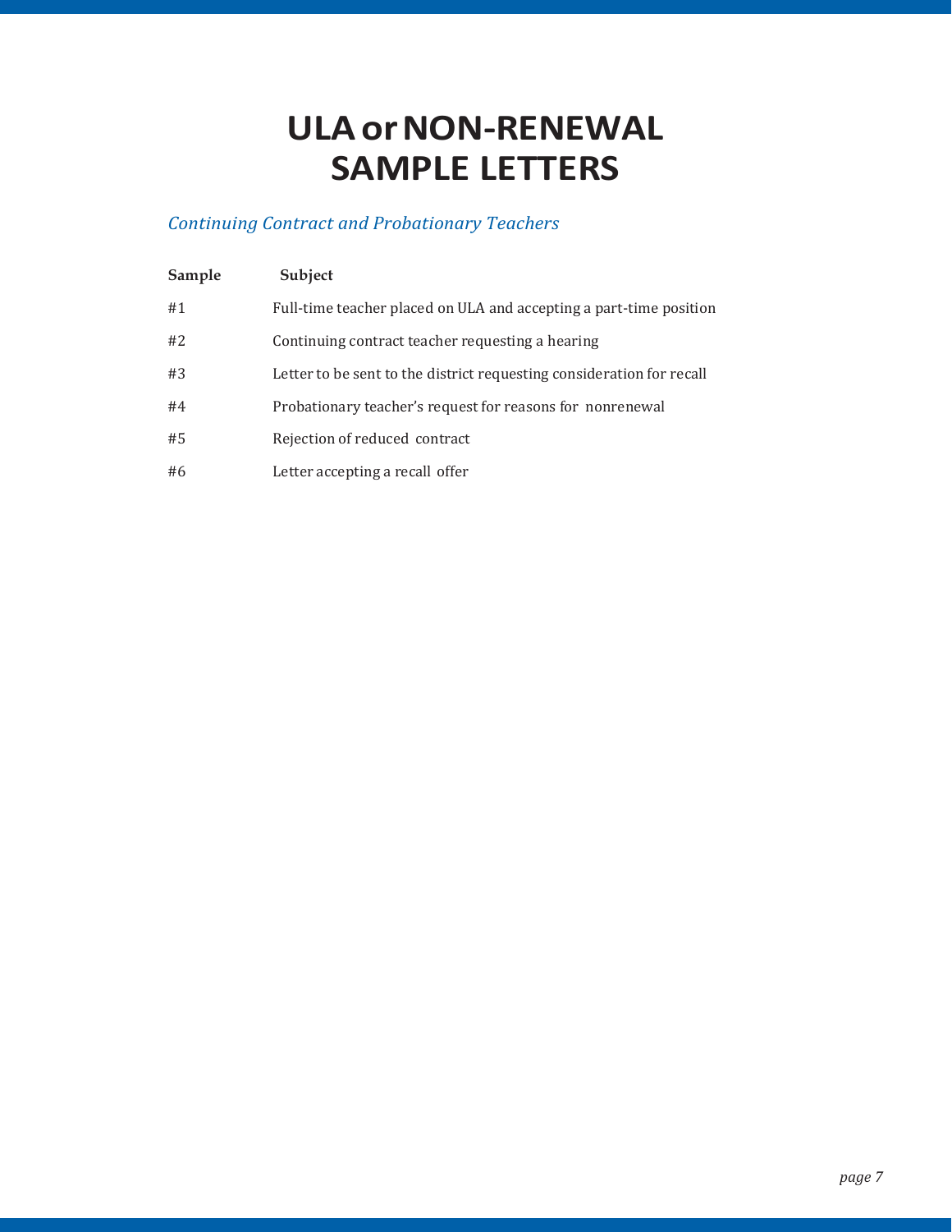# ULA or NON-RENEWAL SAMPLE LETTERS

*Continuing Contract and Probationary Teachers*

| Sample | Subject |
|---|---|
| #1 | Full-time teacher placed on ULA and accepting a part-time position |
| #2 | Continuing contract teacher requesting a hearing |
| #3 | Letter to be sent to the district requesting consideration for recall |
| #4 | Probationary teacher's request for reasons for nonrenewal |
| #5 | Rejection of reduced contract |
| #6 | Letter accepting a recall offer |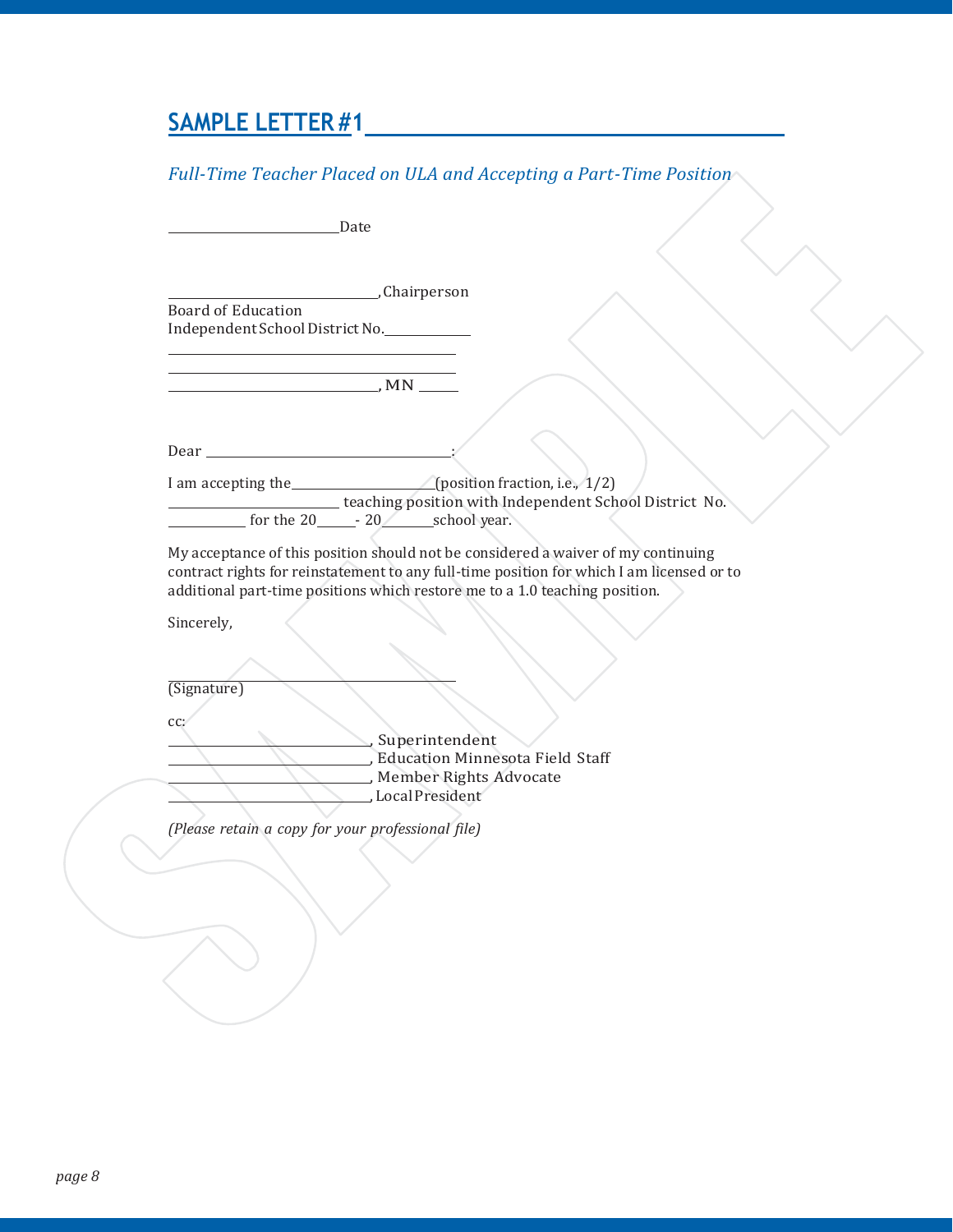## SAMPLE LETTER #1

*Full-Time Teacher Placed on ULA and Accepting a Part-Time Position*

\_\_\_\_\_\_\_\_\_\_\_\_\_\_\_\_\_\_\_\_\_\_\_\_Date

\_\_\_\_\_\_\_\_\_\_\_\_\_\_\_\_\_\_\_\_\_\_\_\_\_\_\_\_, Chairperson
Board of Education
Independent School District No.\_\_\_\_\_\_\_\_\_\_\_\_
\_\_\_\_\_\_\_\_\_\_\_\_\_\_\_\_\_\_\_\_\_\_\_\_\_\_\_\_\_\_\_\_\_\_\_\_\_\_\_\_
\_\_\_\_\_\_\_\_\_\_\_\_\_\_\_\_\_\_\_\_\_\_\_\_\_\_\_\_\_\_\_\_\_\_\_\_\_\_\_\_
\_\_\_\_\_\_\_\_\_\_\_\_\_\_\_\_\_\_\_\_\_\_\_\_\_\_\_\_, MN \_\_\_\_\_

Dear \_\_\_\_\_\_\_\_\_\_\_\_\_\_\_\_\_\_\_\_\_\_\_\_\_\_\_\_\_\_\_\_\_\_\_:

I am accepting the\_\_\_\_\_\_\_\_\_\_\_\_\_\_\_\_\_\_\_\_(position fraction, i.e., 1/2) \_\_\_\_\_\_\_\_\_\_\_\_\_\_\_\_\_\_\_\_\_\_\_\_ teaching position with Independent School District No. \_\_\_\_\_\_\_\_\_\_\_ for the 20\_\_\_\_\_- 20\_\_\_\_\_\_\_school year.

My acceptance of this position should not be considered a waiver of my continuing contract rights for reinstatement to any full-time position for which I am licensed or to additional part-time positions which restore me to a 1.0 teaching position.

Sincerely,

\_\_\_\_\_\_\_\_\_\_\_\_\_\_\_\_\_\_\_\_\_\_\_\_\_\_\_\_\_\_\_\_\_\_\_\_\_\_\_\_
(Signature)

cc:
\_\_\_\_\_\_\_\_\_\_\_\_\_\_\_\_\_\_\_\_\_\_\_\_\_\_\_\_, Superintendent
\_\_\_\_\_\_\_\_\_\_\_\_\_\_\_\_\_\_\_\_\_\_\_\_\_\_\_\_, Education Minnesota Field Staff
\_\_\_\_\_\_\_\_\_\_\_\_\_\_\_\_\_\_\_\_\_\_\_\_\_\_\_\_, Member Rights Advocate
\_\_\_\_\_\_\_\_\_\_\_\_\_\_\_\_\_\_\_\_\_\_\_\_\_\_\_\_, Local President

*(Please retain a copy for your professional file)*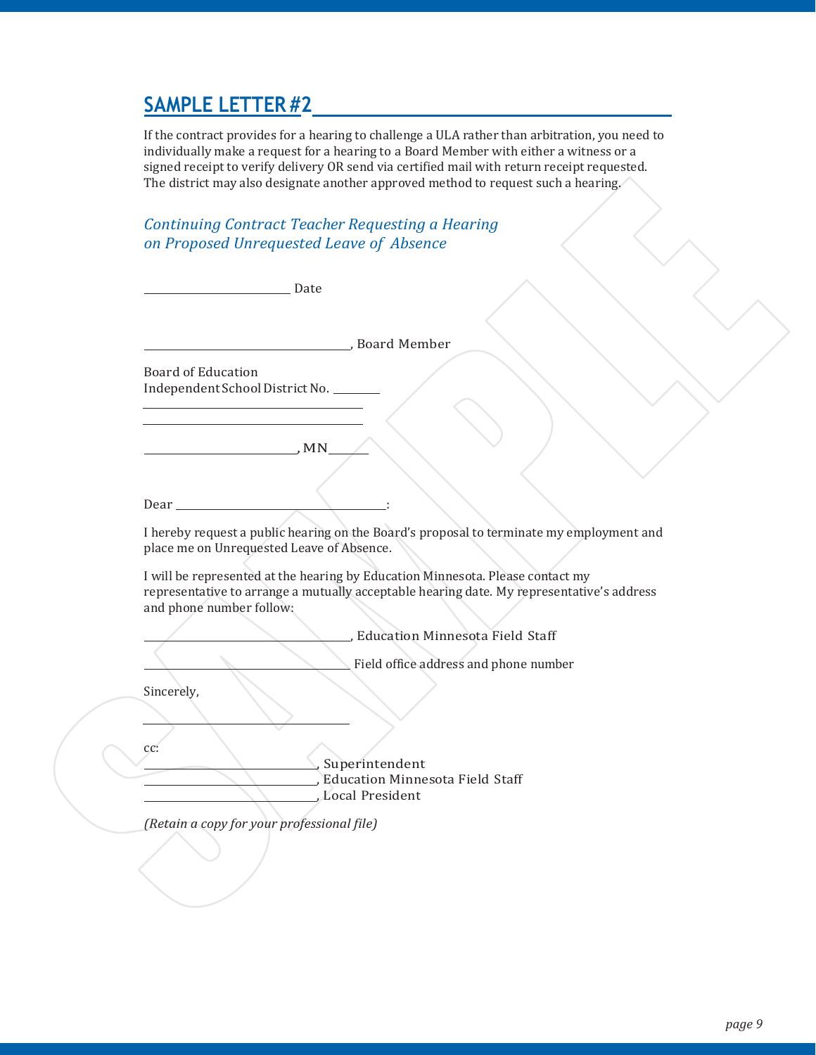## SAMPLE LETTER #2

If the contract provides for a hearing to challenge a ULA rather than arbitration, you need to individually make a request for a hearing to a Board Member with either a witness or a signed receipt to verify delivery OR send via certified mail with return receipt requested. The district may also designate another approved method to request such a hearing.

### *Continuing Contract Teacher Requesting a Hearing on Proposed Unrequested Leave of Absence*

\_\_\_\_\_\_\_\_\_\_\_\_\_\_\_\_\_\_\_\_\_\_\_\_ Date

\_\_\_\_\_\_\_\_\_\_\_\_\_\_\_\_\_\_\_\_\_\_\_\_\_\_\_\_\_\_\_\_\_\_, Board Member

Board of Education
Independent School District No. \_\_\_\_\_\_\_\_
\_\_\_\_\_\_\_\_\_\_\_\_\_\_\_\_\_\_\_\_\_\_\_\_\_\_\_\_\_\_\_\_\_\_\_\_
\_\_\_\_\_\_\_\_\_\_\_\_\_\_\_\_\_\_\_\_\_\_\_\_\_\_\_\_\_\_\_\_\_\_\_\_

\_\_\_\_\_\_\_\_\_\_\_\_\_\_\_\_\_\_\_\_\_\_\_\_, MN\_\_\_\_\_\_\_

Dear \_\_\_\_\_\_\_\_\_\_\_\_\_\_\_\_\_\_\_\_\_\_\_\_\_\_\_\_\_\_\_\_\_\_:

I hereby request a public hearing on the Board's proposal to terminate my employment and place me on Unrequested Leave of Absence.

I will be represented at the hearing by Education Minnesota. Please contact my representative to arrange a mutually acceptable hearing date. My representative's address and phone number follow:

\_\_\_\_\_\_\_\_\_\_\_\_\_\_\_\_\_\_\_\_\_\_\_\_\_\_\_\_\_\_\_\_\_\_, Education Minnesota Field Staff

\_\_\_\_\_\_\_\_\_\_\_\_\_\_\_\_\_\_\_\_\_\_\_\_\_\_\_\_\_\_\_\_\_\_ Field office address and phone number

Sincerely,

\_\_\_\_\_\_\_\_\_\_\_\_\_\_\_\_\_\_\_\_\_\_\_\_\_\_\_\_\_\_\_\_\_\_

cc:
\_\_\_\_\_\_\_\_\_\_\_\_\_\_\_\_\_\_\_\_\_\_\_\_\_\_\_\_, Superintendent
\_\_\_\_\_\_\_\_\_\_\_\_\_\_\_\_\_\_\_\_\_\_\_\_\_\_\_\_, Education Minnesota Field Staff
\_\_\_\_\_\_\_\_\_\_\_\_\_\_\_\_\_\_\_\_\_\_\_\_\_\_\_\_, Local President

*(Retain a copy for your professional file)*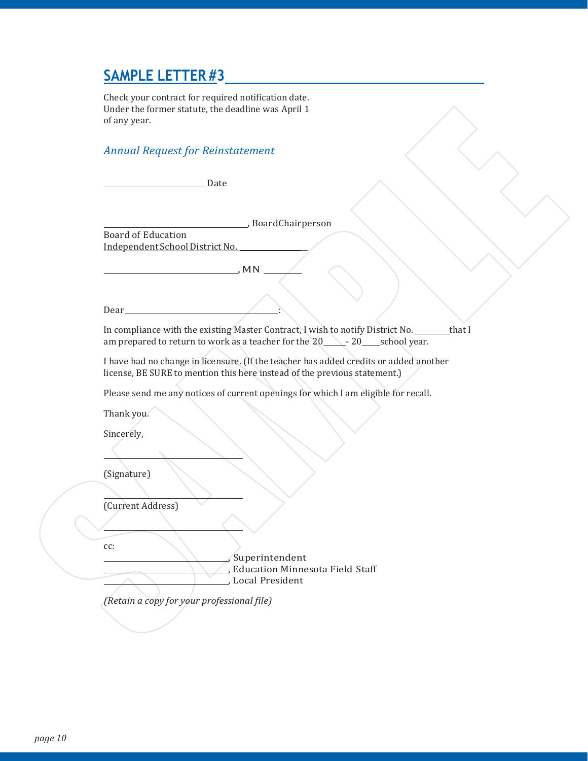## SAMPLE LETTER #3

Check your contract for required notification date. Under the former statute, the deadline was April 1 of any year.

*Annual Request for Reinstatement*

\_\_\_\_\_\_\_\_\_\_\_\_\_\_\_\_\_\_\_\_\_\_\_\_ Date

\_\_\_\_\_\_\_\_\_\_\_\_\_\_\_\_\_\_\_\_\_\_\_\_\_\_\_\_\_\_\_\_\_, BoardChairperson
Board of Education
Independent School District No. \_\_\_\_\_\_\_\_\_\_\_\_\_\_\_

\_\_\_\_\_\_\_\_\_\_\_\_\_\_\_\_\_\_\_\_\_\_\_\_\_\_\_\_\_\_\_\_, MN \_\_\_\_\_\_\_\_\_

Dear\_\_\_\_\_\_\_\_\_\_\_\_\_\_\_\_\_\_\_\_\_\_\_\_\_\_\_\_\_\_\_\_\_\_\_\_\_:

In compliance with the existing Master Contract, I wish to notify District No.\_\_\_\_\_\_\_\_that I am prepared to return to work as a teacher for the 20\_\_\_\_\_- 20\_\_\_\_school year.

I have had no change in licensure. (If the teacher has added credits or added another license, BE SURE to mention this here instead of the previous statement.)

Please send me any notices of current openings for which I am eligible for recall.

Thank you.

Sincerely,

\_\_\_\_\_\_\_\_\_\_\_\_\_\_\_\_\_\_\_\_\_\_\_\_\_\_\_\_\_\_\_\_\_

(Signature)

\_\_\_\_\_\_\_\_\_\_\_\_\_\_\_\_\_\_\_\_\_\_\_\_\_\_\_\_\_\_\_\_\_

(Current Address)

\_\_\_\_\_\_\_\_\_\_\_\_\_\_\_\_\_\_\_\_\_\_\_\_\_\_\_\_\_\_\_\_\_

cc:
\_\_\_\_\_\_\_\_\_\_\_\_\_\_\_\_\_\_\_\_\_\_\_\_\_\_\_\_\_\_, Superintendent
\_\_\_\_\_\_\_\_\_\_\_\_\_\_\_\_\_\_\_\_\_\_\_\_\_\_\_\_\_\_, Education Minnesota Field Staff
\_\_\_\_\_\_\_\_\_\_\_\_\_\_\_\_\_\_\_\_\_\_\_\_\_\_\_\_\_\_, Local President

*(Retain a copy for your professional file)*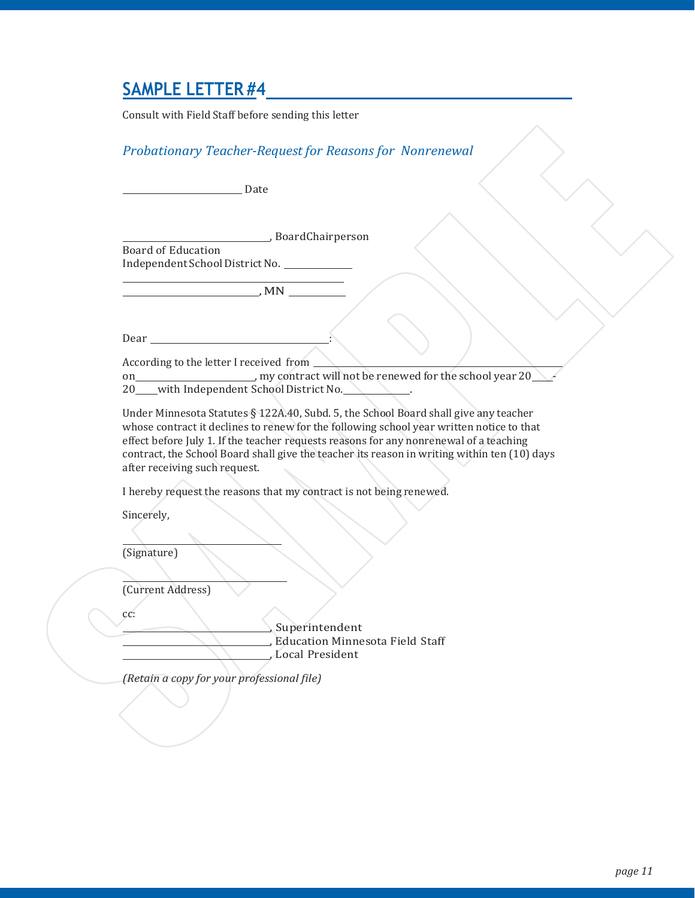## SAMPLE LETTER #4

Consult with Field Staff before sending this letter

*Probationary Teacher-Request for Reasons for Nonrenewal*

\_\_\_\_\_\_\_\_\_\_\_\_\_\_\_\_\_\_\_\_ Date

\_\_\_\_\_\_\_\_\_\_\_\_\_\_\_\_\_\_\_\_\_\_\_\_, BoardChairperson
Board of Education
Independent School District No. \_\_\_\_\_\_\_\_\_\_
\_\_\_\_\_\_\_\_\_\_\_\_\_\_\_\_\_\_\_\_\_\_\_\_\_\_\_\_\_\_\_\_
\_\_\_\_\_\_\_\_\_\_\_\_\_\_\_\_\_\_\_\_\_\_, MN \_\_\_\_\_\_\_\_

Dear \_\_\_\_\_\_\_\_\_\_\_\_\_\_\_\_\_\_\_\_\_\_\_\_\_\_\_\_:

According to the letter I received from \_\_\_\_\_\_\_\_\_\_\_\_\_\_\_\_\_\_\_\_\_\_\_\_\_\_\_\_\_\_\_\_\_\_\_\_ on\_\_\_\_\_\_\_\_\_\_\_\_\_\_\_\_\_\_, my contract will not be renewed for the school year 20\_\_\_-20\_\_\_with Independent School District No.\_\_\_\_\_\_\_\_\_\_.

Under Minnesota Statutes § 122A.40, Subd. 5, the School Board shall give any teacher whose contract it declines to renew for the following school year written notice to that effect before July 1. If the teacher requests reasons for any nonrenewal of a teaching contract, the School Board shall give the teacher its reason in writing within ten (10) days after receiving such request.

I hereby request the reasons that my contract is not being renewed.

Sincerely,

\_\_\_\_\_\_\_\_\_\_\_\_\_\_\_\_\_\_\_\_\_\_\_\_
(Signature)

\_\_\_\_\_\_\_\_\_\_\_\_\_\_\_\_\_\_\_\_\_\_\_\_
(Current Address)

cc:
\_\_\_\_\_\_\_\_\_\_\_\_\_\_\_\_\_\_\_\_\_\_, Superintendent
\_\_\_\_\_\_\_\_\_\_\_\_\_\_\_\_\_\_\_\_\_\_, Education Minnesota Field Staff
\_\_\_\_\_\_\_\_\_\_\_\_\_\_\_\_\_\_\_\_\_\_, Local President

*(Retain a copy for your professional file)*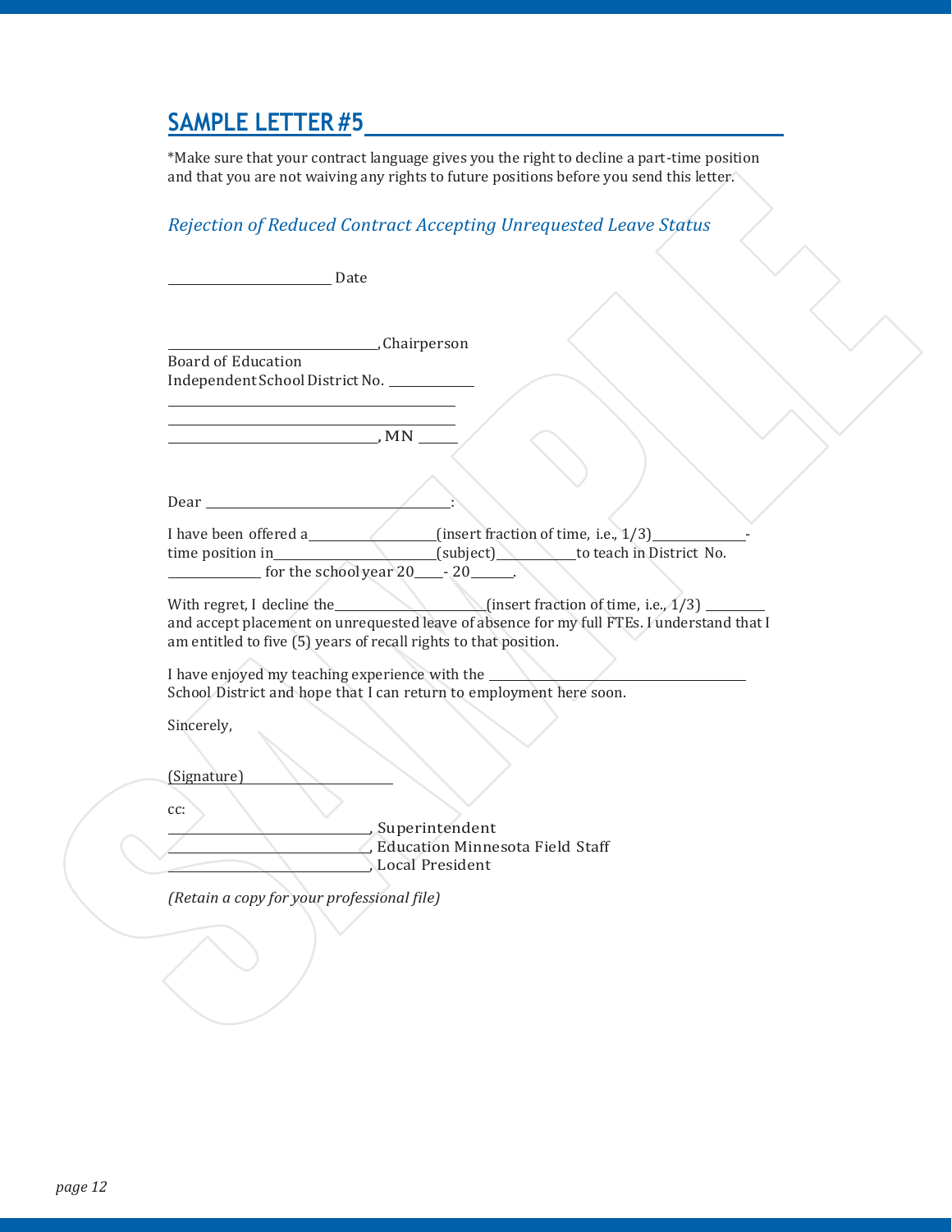## SAMPLE LETTER #5

*Make sure that your contract language gives you the right to decline a part-time position and that you are not waiving any rights to future positions before you send this letter.

*Rejection of Reduced Contract Accepting Unrequested Leave Status*

______________________ Date

____________________________, Chairperson
Board of Education
Independent School District No. ___________
________________________________________
________________________________________
____________________________, MN _____

Dear _________________________________:

I have been offered a_________________(insert fraction of time, i.e., 1/3)_____________-time position in______________________(subject)__________to teach in District No. ____________ for the school year 20____- 20______.

With regret, I decline the_____________________(insert fraction of time, i.e., 1/3) ________ and accept placement on unrequested leave of absence for my full FTEs. I understand that I am entitled to five (5) years of recall rights to that position.

I have enjoyed my teaching experience with the ___________________________________ School District and hope that I can return to employment here soon.

Sincerely,

(Signature) ______________________

cc:
____________________________, Superintendent
____________________________, Education Minnesota Field Staff
____________________________, Local President

*(Retain a copy for your professional file)*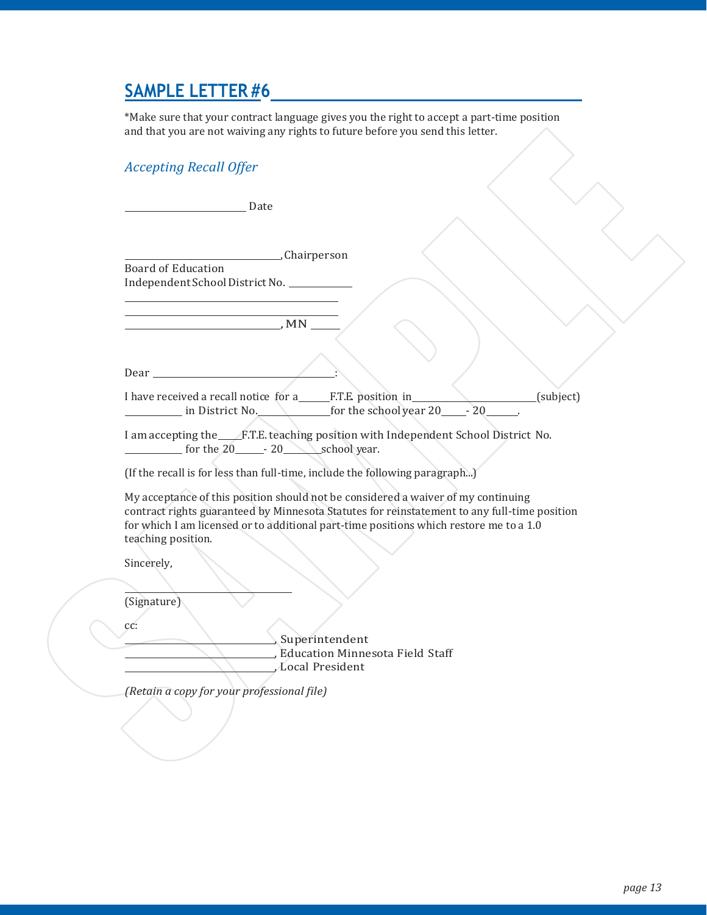## SAMPLE LETTER #6

*Make sure that your contract language gives you the right to accept a part-time position and that you are not waiving any rights to future before you send this letter.

### *Accepting Recall Offer*

______________________ Date

____________________________, Chairperson
Board of Education
Independent School District No. ___________
________________________________________
________________________________________
____________________________, MN _____

Dear ________________________________:

I have received a recall notice for a_____F.T.E. position in______________________(subject) __________ in District No.____________for the school year 20____- 20_____.

I am accepting the____F.T.E. teaching position with Independent School District No. __________ for the 20_____- 20_______school year.

(If the recall is for less than full-time, include the following paragraph...)

My acceptance of this position should not be considered a waiver of my continuing contract rights guaranteed by Minnesota Statutes for reinstatement to any full-time position for which I am licensed or to additional part-time positions which restore me to a 1.0 teaching position.

Sincerely,

______________________________
(Signature)

cc:
___________________________, Superintendent
___________________________, Education Minnesota Field Staff
___________________________, Local President

*(Retain a copy for your professional file)*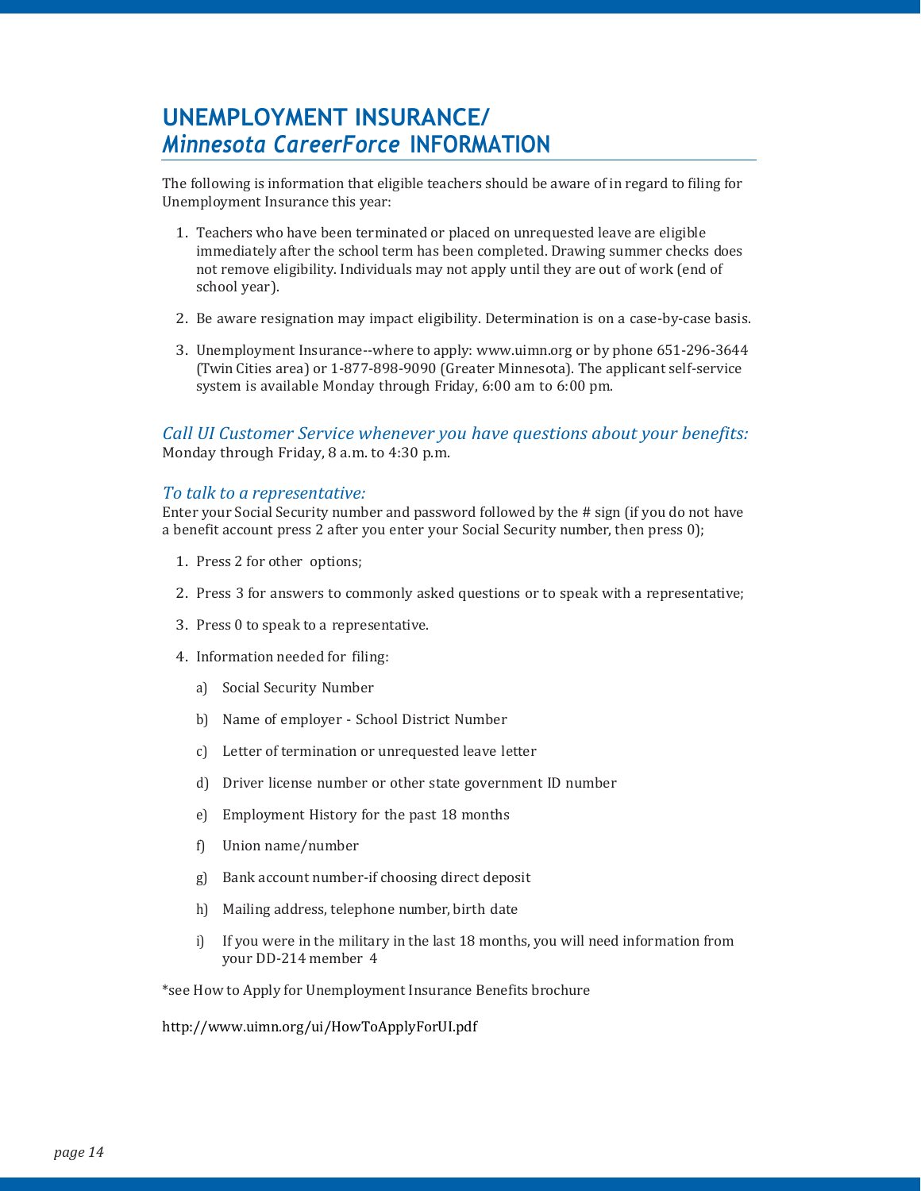# UNEMPLOYMENT INSURANCE/ *Minnesota CareerForce* INFORMATION

The following is information that eligible teachers should be aware of in regard to filing for Unemployment Insurance this year:

1. Teachers who have been terminated or placed on unrequested leave are eligible immediately after the school term has been completed. Drawing summer checks does not remove eligibility. Individuals may not apply until they are out of work (end of school year).
2. Be aware resignation may impact eligibility. Determination is on a case-by-case basis.
3. Unemployment Insurance--where to apply: www.uimn.org or by phone 651-296-3644 (Twin Cities area) or 1-877-898-9090 (Greater Minnesota). The applicant self-service system is available Monday through Friday, 6:00 am to 6:00 pm.

*Call UI Customer Service whenever you have questions about your benefits:*
Monday through Friday, 8 a.m. to 4:30 p.m.

*To talk to a representative:*
Enter your Social Security number and password followed by the # sign (if you do not have a benefit account press 2 after you enter your Social Security number, then press 0);

1. Press 2 for other options;
2. Press 3 for answers to commonly asked questions or to speak with a representative;
3. Press 0 to speak to a representative.
4. Information needed for filing:
   a) Social Security Number
   b) Name of employer - School District Number
   c) Letter of termination or unrequested leave letter
   d) Driver license number or other state government ID number
   e) Employment History for the past 18 months
   f) Union name/number
   g) Bank account number-if choosing direct deposit
   h) Mailing address, telephone number, birth date
   i) If you were in the military in the last 18 months, you will need information from your DD-214 member 4

*see How to Apply for Unemployment Insurance Benefits brochure

http://www.uimn.org/ui/HowToApplyForUI.pdf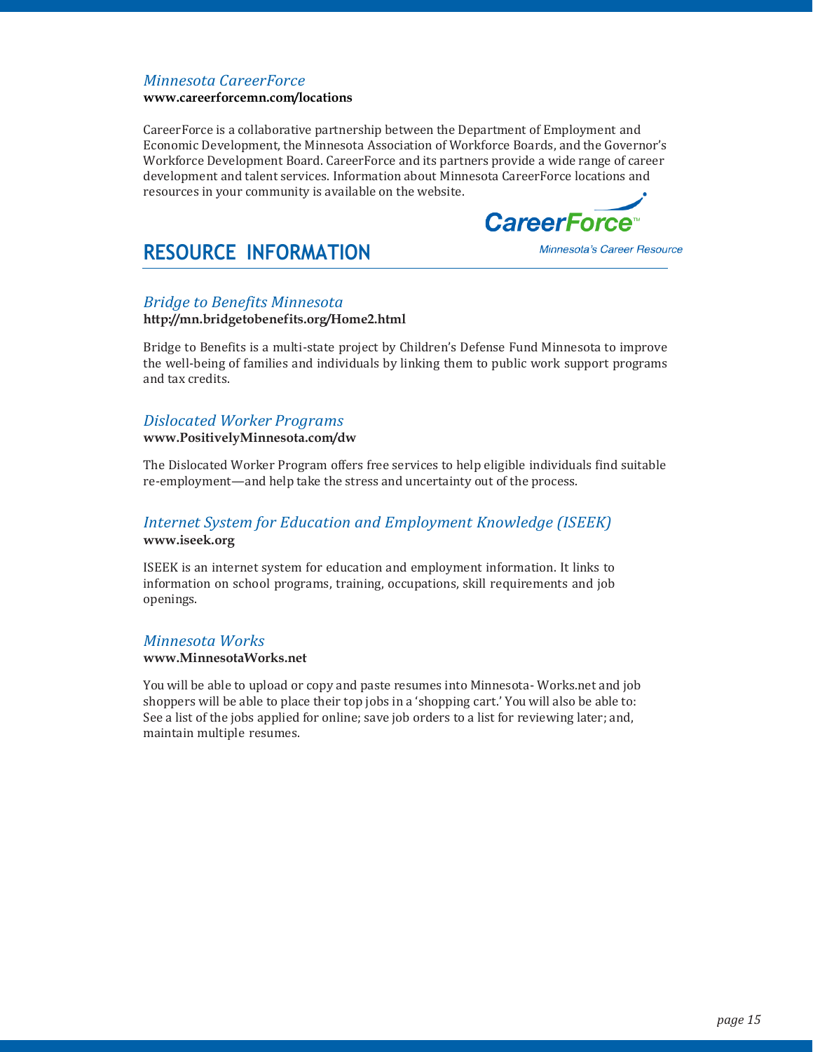### *Minnesota CareerForce*

**www.careerforcemn.com/locations**

CareerForce is a collaborative partnership between the Department of Employment and Economic Development, the Minnesota Association of Workforce Boards, and the Governor's Workforce Development Board. CareerForce and its partners provide a wide range of career development and talent services. Information about Minnesota CareerForce locations and resources in your community is available on the website.

CareerForce™
Minnesota's Career Resource

## RESOURCE INFORMATION

### *Bridge to Benefits Minnesota*

**http://mn.bridgetobenefits.org/Home2.html**

Bridge to Benefits is a multi-state project by Children's Defense Fund Minnesota to improve the well-being of families and individuals by linking them to public work support programs and tax credits.

### *Dislocated Worker Programs*

**www.PositivelyMinnesota.com/dw**

The Dislocated Worker Program offers free services to help eligible individuals find suitable re-employment—and help take the stress and uncertainty out of the process.

### *Internet System for Education and Employment Knowledge (ISEEK)*

**www.iseek.org**

ISEEK is an internet system for education and employment information. It links to information on school programs, training, occupations, skill requirements and job openings.

### *Minnesota Works*

**www.MinnesotaWorks.net**

You will be able to upload or copy and paste resumes into Minnesota- Works.net and job shoppers will be able to place their top jobs in a 'shopping cart.' You will also be able to: See a list of the jobs applied for online; save job orders to a list for reviewing later; and, maintain multiple resumes.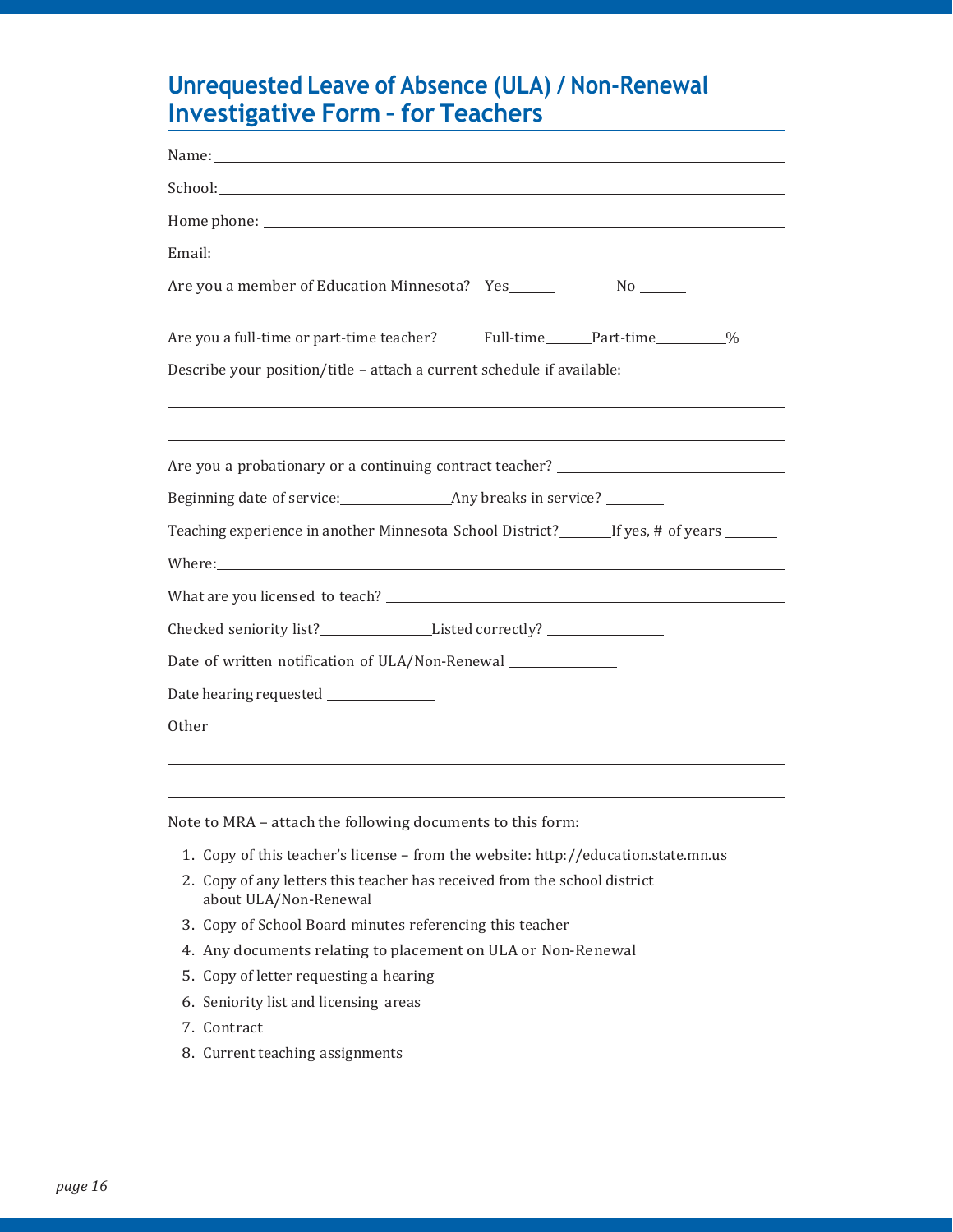# Unrequested Leave of Absence (ULA) / Non-Renewal Investigative Form – for Teachers

Name: ______________________________________________

School: ______________________________________________

Home phone: ______________________________________________

Email: ______________________________________________

Are you a member of Education Minnesota? Yes______ No ______

Are you a full-time or part-time teacher? Full-time______Part-time_________%

Describe your position/title – attach a current schedule if available:

______________________________________________

______________________________________________

Are you a probationary or a continuing contract teacher? ______________________________

Beginning date of service:_______________Any breaks in service? ________

Teaching experience in another Minnesota School District?_______If yes, # of years _______

Where: ______________________________________________

What are you licensed to teach? ______________________________________________

Checked seniority list?_______________Listed correctly? _______________

Date of written notification of ULA/Non-Renewal _______________

Date hearing requested _______________

Other ______________________________________________

______________________________________________

______________________________________________

Note to MRA – attach the following documents to this form:

1. Copy of this teacher's license – from the website: http://education.state.mn.us
2. Copy of any letters this teacher has received from the school district about ULA/Non-Renewal
3. Copy of School Board minutes referencing this teacher
4. Any documents relating to placement on ULA or Non-Renewal
5. Copy of letter requesting a hearing
6. Seniority list and licensing areas
7. Contract
8. Current teaching assignments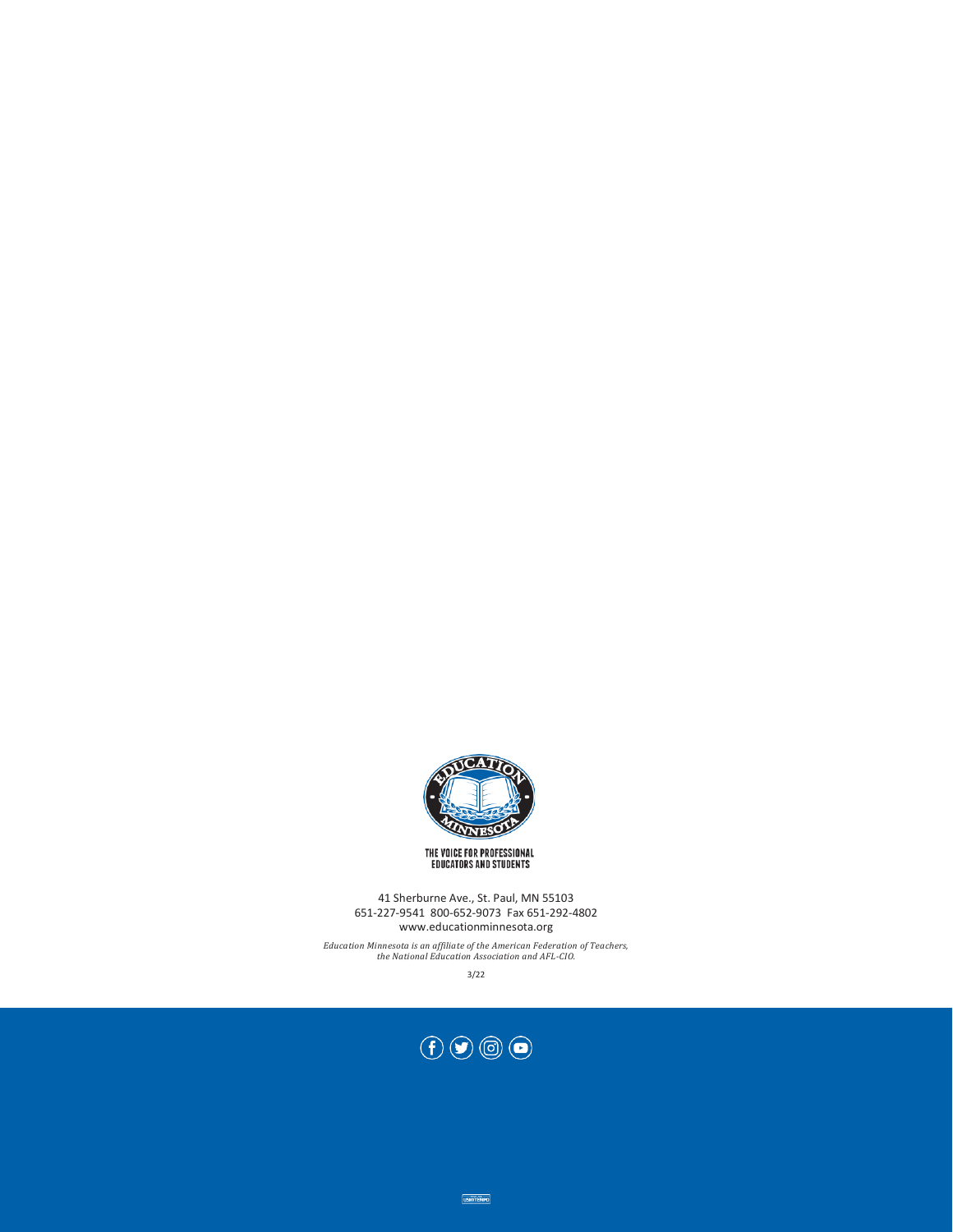THE VOICE FOR PROFESSIONAL EDUCATORS AND STUDENTS

41 Sherburne Ave., St. Paul, MN 55103
651-227-9541 800-652-9073 Fax 651-292-4802
www.educationminnesota.org

*Education Minnesota is an affiliate of the American Federation of Teachers, the National Education Association and AFL-CIO.*

3/22